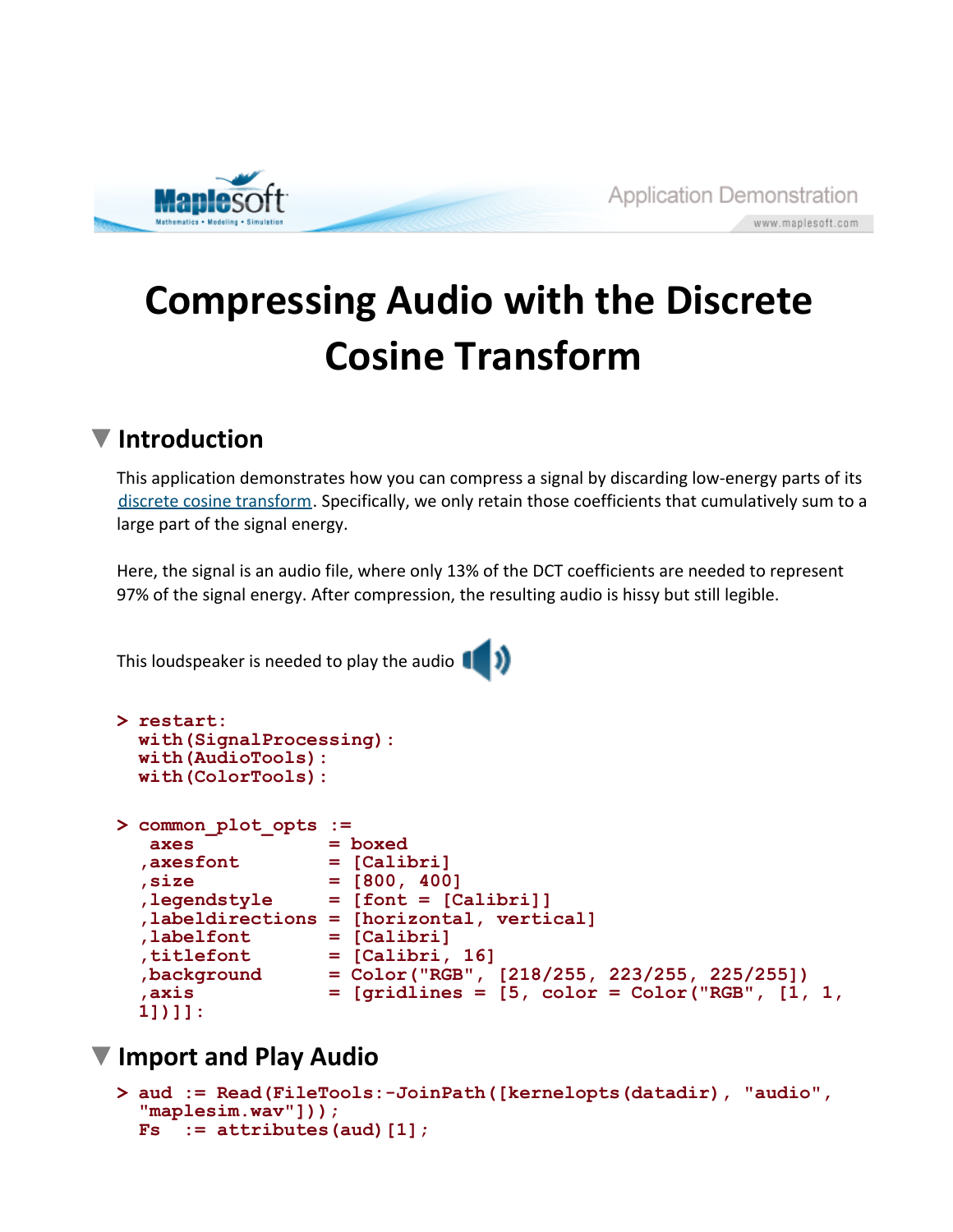Application Demonstration

# Compressing Audio with the Discrete Cosine Transform

## Introduction

This application demonstrates how you can compress a signal by discarding low-energy parts of its discrete cosine transform. Specifically, we only retain those coefficients that cumulatively sum to a large part of the signal energy.

Here, the signal is an audio file, where only 13% of the DCT coefficients are needed to represent 97% of the signal energy. After compression, the resulting audio is hissy but still legible.

This loudspeaker is needed to play the audio

```
> restart:
  with(SignalProcessing):
  with(AudioTools):
  with(ColorTools):
```

```
> common_plot_opts :=
   axes             = boxed
  ,axesfont         = [Calibri]
  ,size             = [800, 400]
  ,legendstyle      = [font = [Calibri]]
  ,labeldirections  = [horizontal, vertical]
  ,labelfont        = [Calibri]
  ,titlefont        = [Calibri, 16]
  ,background       = Color("RGB", [218/255, 223/255, 225/255])
  ,axis             = [gridlines = [5, color = Color("RGB", [1, 1,
  1])]]:
```

## Import and Play Audio

```
> aud  := Read(FileTools:-JoinPath([kernelopts(datadir), "audio",
  "maplesim.wav"]));
  Fs   := attributes(aud)[1];
```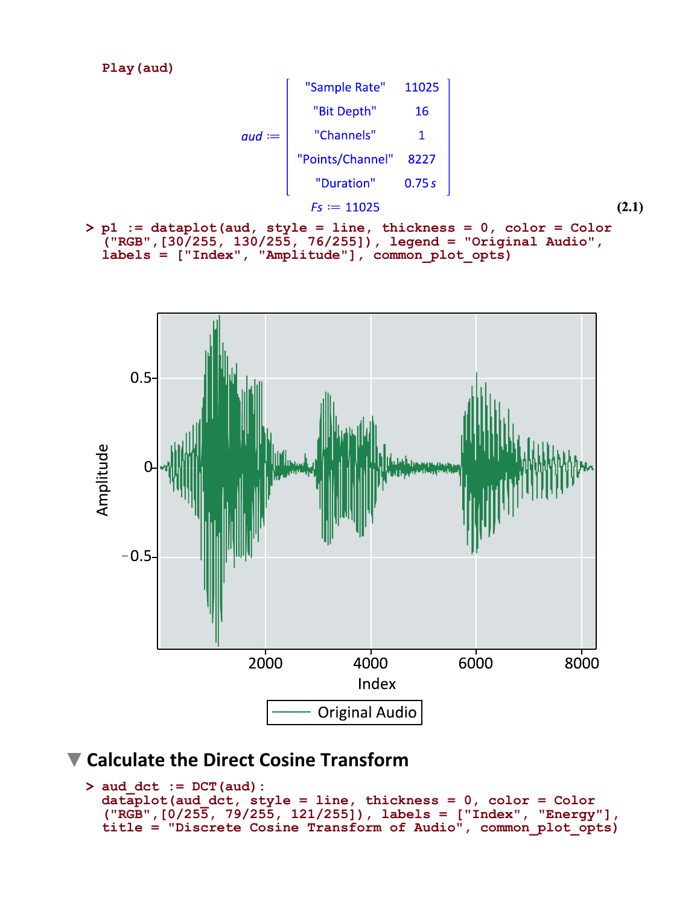```
Play(aud)
```

$$aud := \begin{bmatrix} \text{"Sample Rate"} & 11025 \\ \text{"Bit Depth"} & 16 \\ \text{"Channels"} & 1 \\ \text{"Points/Channel"} & 8227 \\ \text{"Duration"} & 0.75\,s \end{bmatrix}$$

$$Fs := 11025 \tag{2.1}$$

```
> p1 := dataplot(aud, style = line, thickness = 0, color = Color
  ("RGB",[30/255, 130/255, 76/255]), legend = "Original Audio",
  labels = ["Index", "Amplitude"], common_plot_opts)
```

## Calculate the Direct Cosine Transform

```
> aud_dct := DCT(aud):
  dataplot(aud_dct, style = line, thickness = 0, color = Color
  ("RGB",[0/255, 79/255, 121/255]), labels = ["Index", "Energy"],
  title = "Discrete Cosine Transform of Audio", common_plot_opts)
```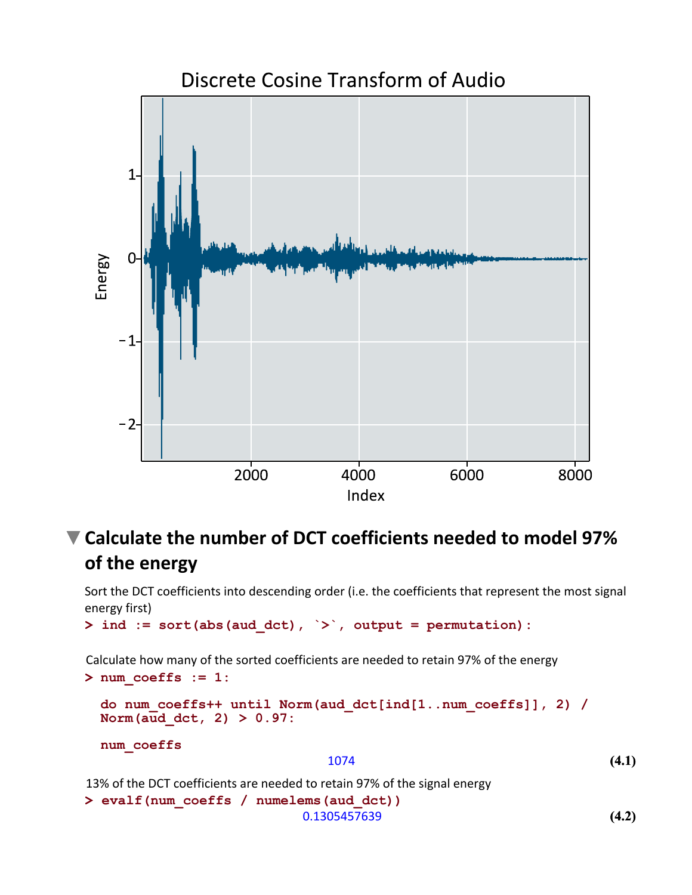Discrete Cosine Transform of Audio

## Calculate the number of DCT coefficients needed to model 97% of the energy

Sort the DCT coefficients into descending order (i.e. the coefficients that represent the most signal energy first)

```
> ind := sort(abs(aud_dct), `>`, output = permutation):
```

Calculate how many of the sorted coefficients are needed to retain 97% of the energy

```
> num_coeffs := 1:

  do num_coeffs++ until Norm(aud_dct[ind[1..num_coeffs]], 2) /
  Norm(aud_dct, 2) > 0.97:

  num_coeffs
```

1074 **(4.1)**

13% of the DCT coefficients are needed to retain 97% of the signal energy

```
> evalf(num_coeffs / numelems(aud_dct))
```

0.1305457639 **(4.2)**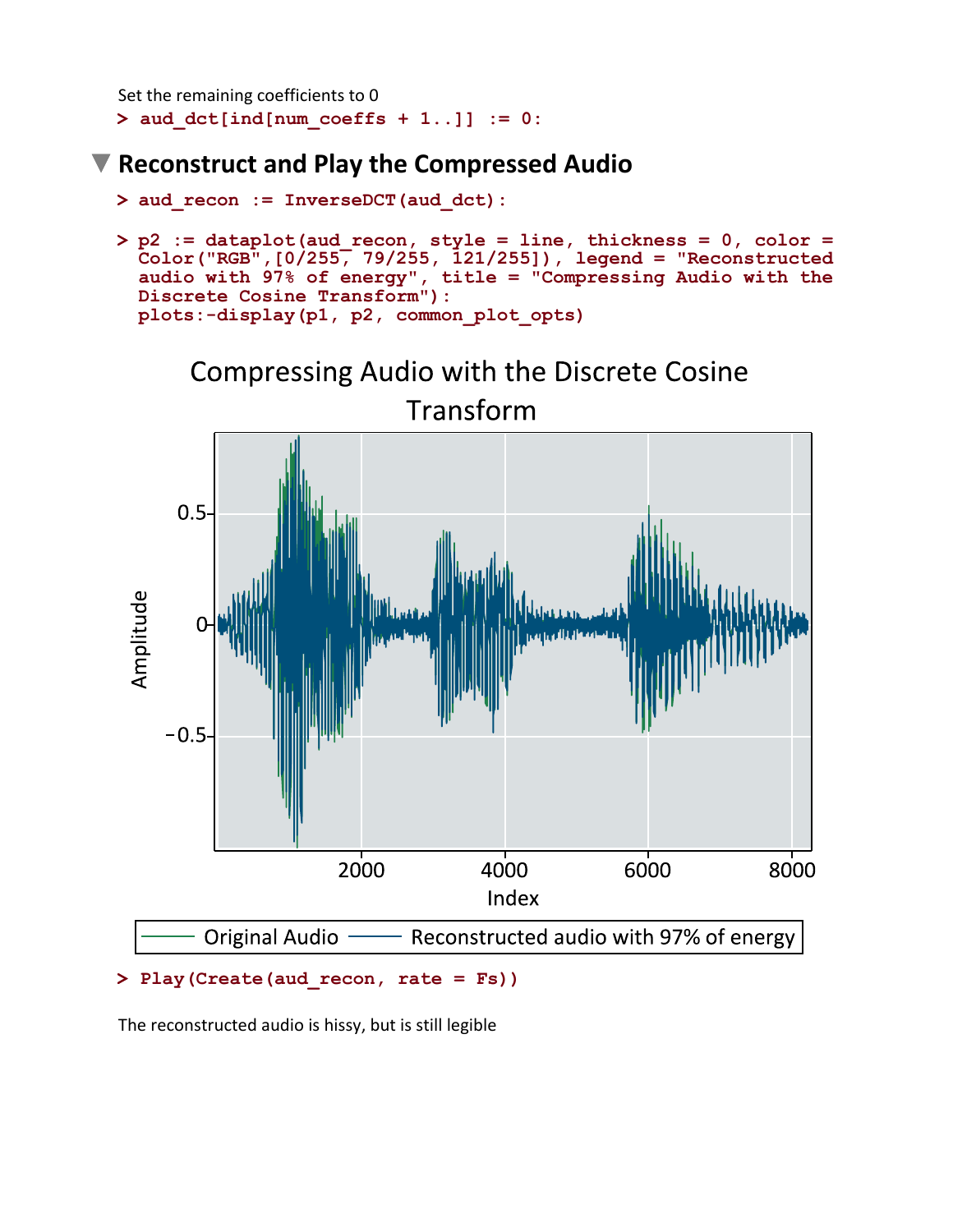Set the remaining coefficients to 0

```
> aud_dct[ind[num_coeffs + 1..]] := 0:
```

## Reconstruct and Play the Compressed Audio

```
> aud_recon := InverseDCT(aud_dct):
```

```
> p2 := dataplot(aud_recon, style = line, thickness = 0, color =
  Color("RGB",[0/255, 79/255, 121/255]), legend = "Reconstructed
  audio with 97% of energy", title = "Compressing Audio with the
  Discrete Cosine Transform"):
  plots:-display(p1, p2, common_plot_opts)
```

Compressing Audio with the Discrete Cosine Transform

Amplitude

0.5

0

−0.5

2000

4000

6000

8000

Index

Original Audio

Reconstructed audio with 97% of energy

```
> Play(Create(aud_recon, rate = Fs))
```

The reconstructed audio is hissy, but is still legible